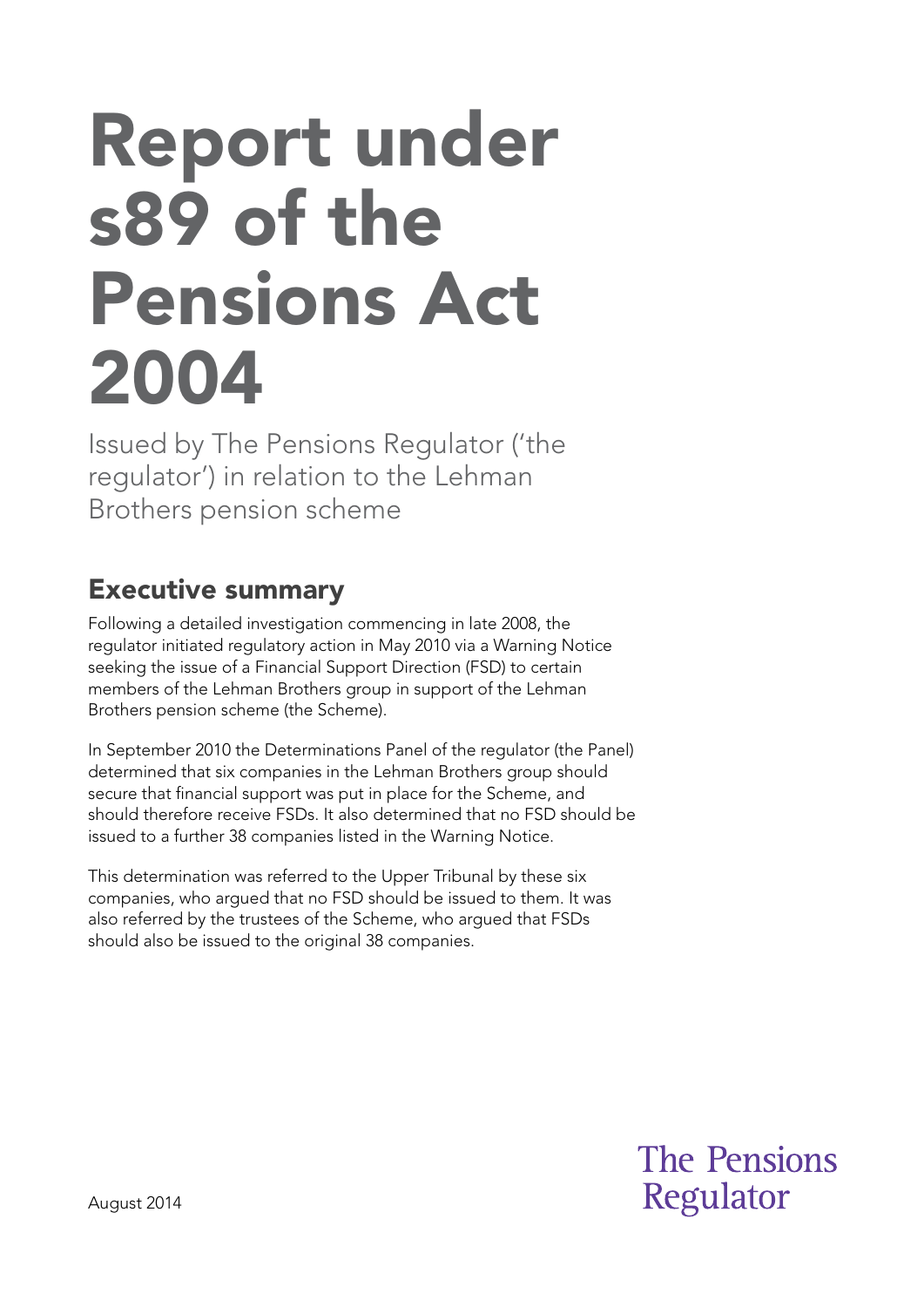# Report under s89 of the Pensions Act 2004

Issued by The Pensions Regulator ('the regulator') in relation to the Lehman Brothers pension scheme

## Executive summary

Following a detailed investigation commencing in late 2008, the regulator initiated regulatory action in May 2010 via a Warning Notice seeking the issue of a Financial Support Direction (FSD) to certain members of the Lehman Brothers group in support of the Lehman Brothers pension scheme (the Scheme).

In September 2010 the Determinations Panel of the regulator (the Panel) determined that six companies in the Lehman Brothers group should secure that financial support was put in place for the Scheme, and should therefore receive FSDs. It also determined that no FSD should be issued to a further 38 companies listed in the Warning Notice.

This determination was referred to the Upper Tribunal by these six companies, who argued that no FSD should be issued to them. It was also referred by the trustees of the Scheme, who argued that FSDs should also be issued to the original 38 companies.

August 2014

The Pensions Regulator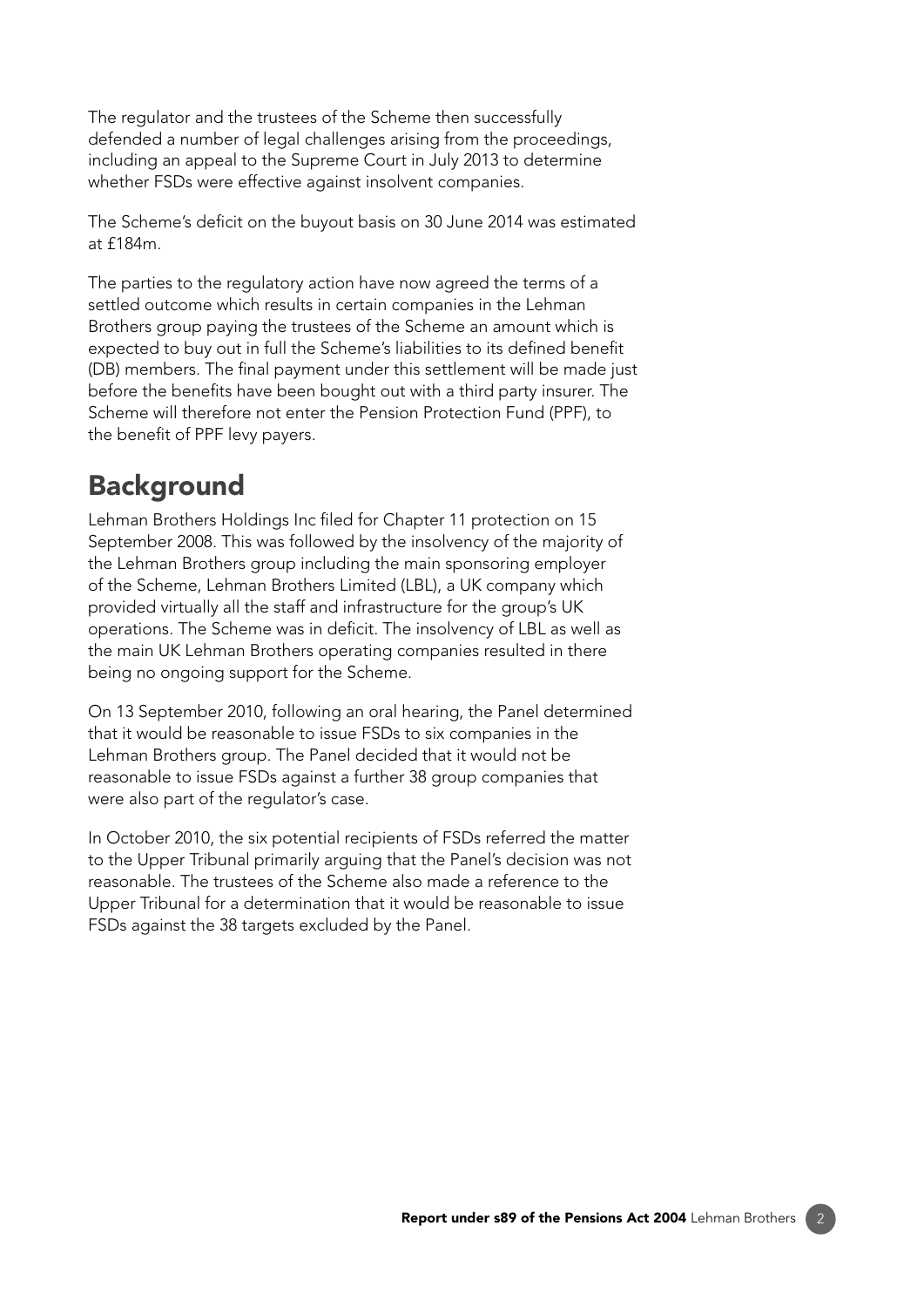The regulator and the trustees of the Scheme then successfully defended a number of legal challenges arising from the proceedings, including an appeal to the Supreme Court in July 2013 to determine whether FSDs were effective against insolvent companies.

The Scheme's deficit on the buyout basis on 30 June 2014 was estimated at £184m.

The parties to the regulatory action have now agreed the terms of a settled outcome which results in certain companies in the Lehman Brothers group paying the trustees of the Scheme an amount which is expected to buy out in full the Scheme's liabilities to its defined benefit (DB) members. The final payment under this settlement will be made just before the benefits have been bought out with a third party insurer. The Scheme will therefore not enter the Pension Protection Fund (PPF), to the benefit of PPF levy payers.

## Background

Lehman Brothers Holdings Inc filed for Chapter 11 protection on 15 September 2008. This was followed by the insolvency of the majority of the Lehman Brothers group including the main sponsoring employer of the Scheme, Lehman Brothers Limited (LBL), a UK company which provided virtually all the staff and infrastructure for the group's UK operations. The Scheme was in deficit. The insolvency of LBL as well as the main UK Lehman Brothers operating companies resulted in there being no ongoing support for the Scheme.

On 13 September 2010, following an oral hearing, the Panel determined that it would be reasonable to issue FSDs to six companies in the Lehman Brothers group. The Panel decided that it would not be reasonable to issue FSDs against a further 38 group companies that were also part of the regulator's case.

In October 2010, the six potential recipients of FSDs referred the matter to the Upper Tribunal primarily arguing that the Panel's decision was not reasonable. The trustees of the Scheme also made a reference to the Upper Tribunal for a determination that it would be reasonable to issue FSDs against the 38 targets excluded by the Panel.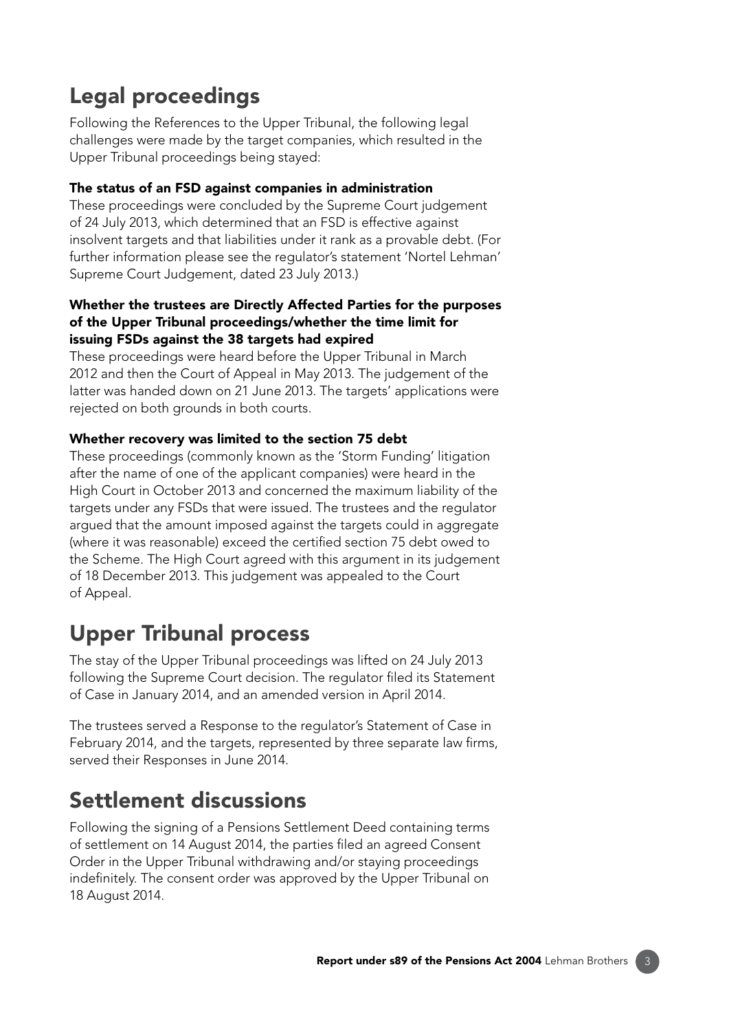## Legal proceedings

Following the References to the Upper Tribunal, the following legal challenges were made by the target companies, which resulted in the Upper Tribunal proceedings being stayed:

### The status of an FSD against companies in administration

These proceedings were concluded by the Supreme Court judgement of 24 July 2013, which determined that an FSD is effective against insolvent targets and that liabilities under it rank as a provable debt. (For further information please see the regulator's statement 'Nortel Lehman' Supreme Court Judgement, dated 23 July 2013.)

### Whether the trustees are Directly Affected Parties for the purposes of the Upper Tribunal proceedings/whether the time limit for issuing FSDs against the 38 targets had expired

These proceedings were heard before the Upper Tribunal in March 2012 and then the Court of Appeal in May 2013. The judgement of the latter was handed down on 21 June 2013. The targets' applications were rejected on both grounds in both courts.

### Whether recovery was limited to the section 75 debt

These proceedings (commonly known as the 'Storm Funding' litigation after the name of one of the applicant companies) were heard in the High Court in October 2013 and concerned the maximum liability of the targets under any FSDs that were issued. The trustees and the regulator argued that the amount imposed against the targets could in aggregate (where it was reasonable) exceed the certified section 75 debt owed to the Scheme. The High Court agreed with this argument in its judgement of 18 December 2013. This judgement was appealed to the Court of Appeal.

## Upper Tribunal process

The stay of the Upper Tribunal proceedings was lifted on 24 July 2013 following the Supreme Court decision. The regulator filed its Statement of Case in January 2014, and an amended version in April 2014.

The trustees served a Response to the regulator's Statement of Case in February 2014, and the targets, represented by three separate law firms, served their Responses in June 2014.

## Settlement discussions

Following the signing of a Pensions Settlement Deed containing terms of settlement on 14 August 2014, the parties filed an agreed Consent Order in the Upper Tribunal withdrawing and/or staying proceedings indefinitely. The consent order was approved by the Upper Tribunal on 18 August 2014.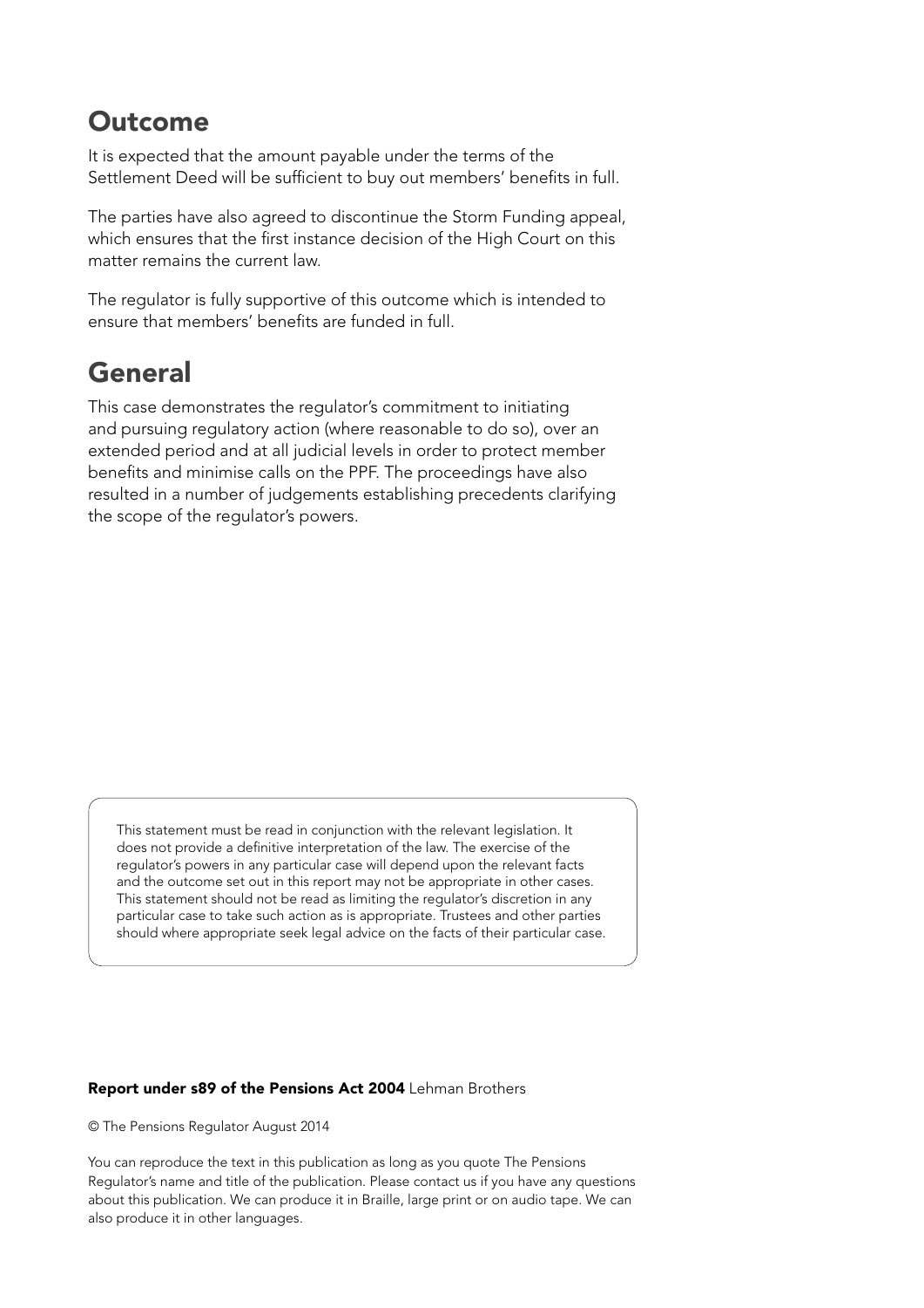## Outcome

It is expected that the amount payable under the terms of the Settlement Deed will be sufficient to buy out members' benefits in full.

The parties have also agreed to discontinue the Storm Funding appeal, which ensures that the first instance decision of the High Court on this matter remains the current law.

The regulator is fully supportive of this outcome which is intended to ensure that members' benefits are funded in full.

## General

This case demonstrates the regulator's commitment to initiating and pursuing regulatory action (where reasonable to do so), over an extended period and at all judicial levels in order to protect member benefits and minimise calls on the PPF. The proceedings have also resulted in a number of judgements establishing precedents clarifying the scope of the regulator's powers.

This statement must be read in conjunction with the relevant legislation. It does not provide a definitive interpretation of the law. The exercise of the regulator's powers in any particular case will depend upon the relevant facts and the outcome set out in this report may not be appropriate in other cases. This statement should not be read as limiting the regulator's discretion in any particular case to take such action as is appropriate. Trustees and other parties should where appropriate seek legal advice on the facts of their particular case.

**Report under s89 of the Pensions Act 2004** Lehman Brothers

© The Pensions Regulator August 2014

You can reproduce the text in this publication as long as you quote The Pensions Regulator's name and title of the publication. Please contact us if you have any questions about this publication. We can produce it in Braille, large print or on audio tape. We can also produce it in other languages.